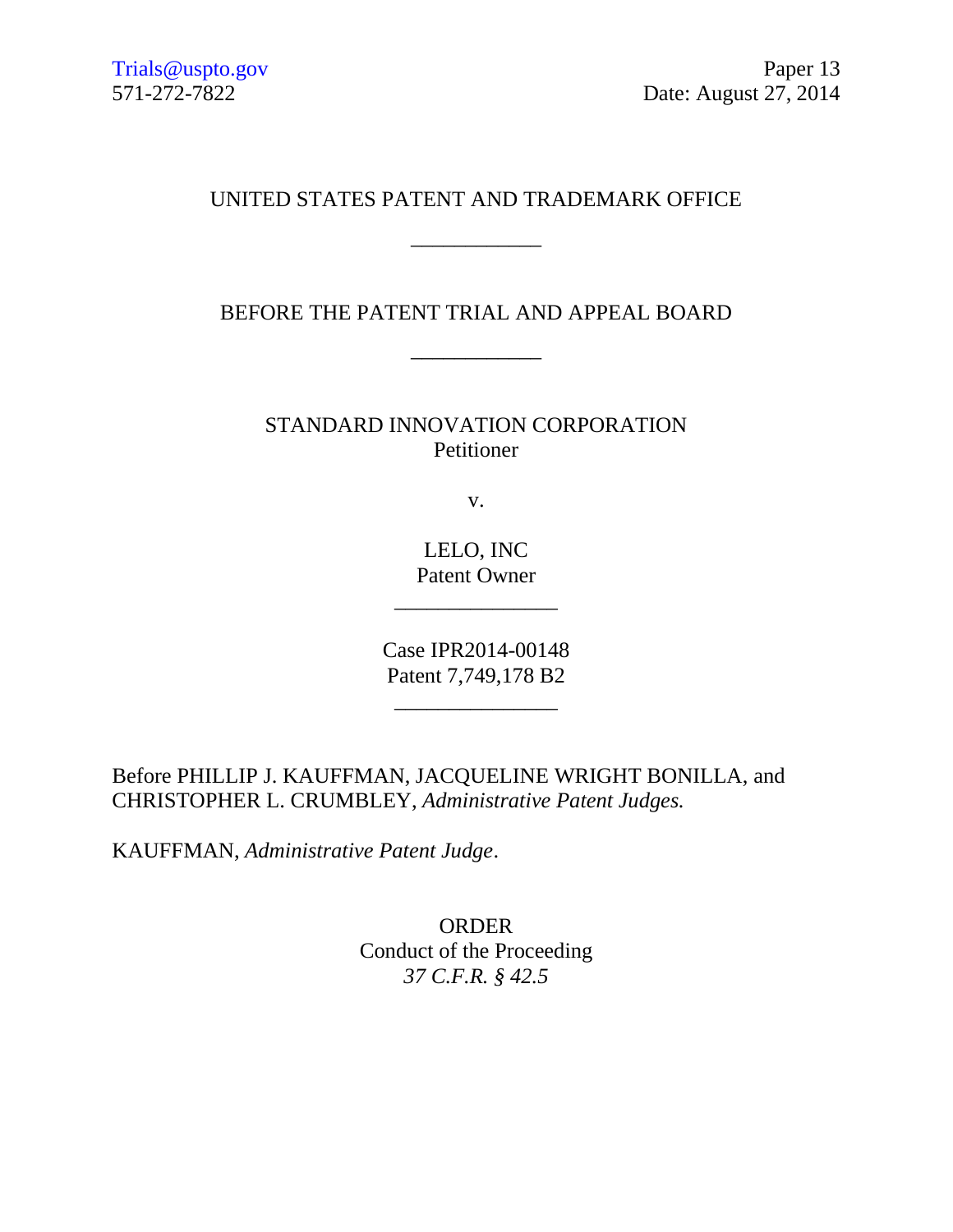Trials@uspto.gov
571-272-7822

Paper 13
Date: August 27, 2014

UNITED STATES PATENT AND TRADEMARK OFFICE

\_\_\_\_\_\_\_\_\_\_\_\_

BEFORE THE PATENT TRIAL AND APPEAL BOARD

\_\_\_\_\_\_\_\_\_\_\_\_

STANDARD INNOVATION CORPORATION
Petitioner

v.

LELO, INC
Patent Owner

\_\_\_\_\_\_\_\_\_\_\_\_\_\_\_

Case IPR2014-00148
Patent 7,749,178 B2

\_\_\_\_\_\_\_\_\_\_\_\_\_\_\_

Before PHILLIP J. KAUFFMAN, JACQUELINE WRIGHT BONILLA, and CHRISTOPHER L. CRUMBLEY, *Administrative Patent Judges.*

KAUFFMAN, *Administrative Patent Judge*.

ORDER
Conduct of the Proceeding
*37 C.F.R. § 42.5*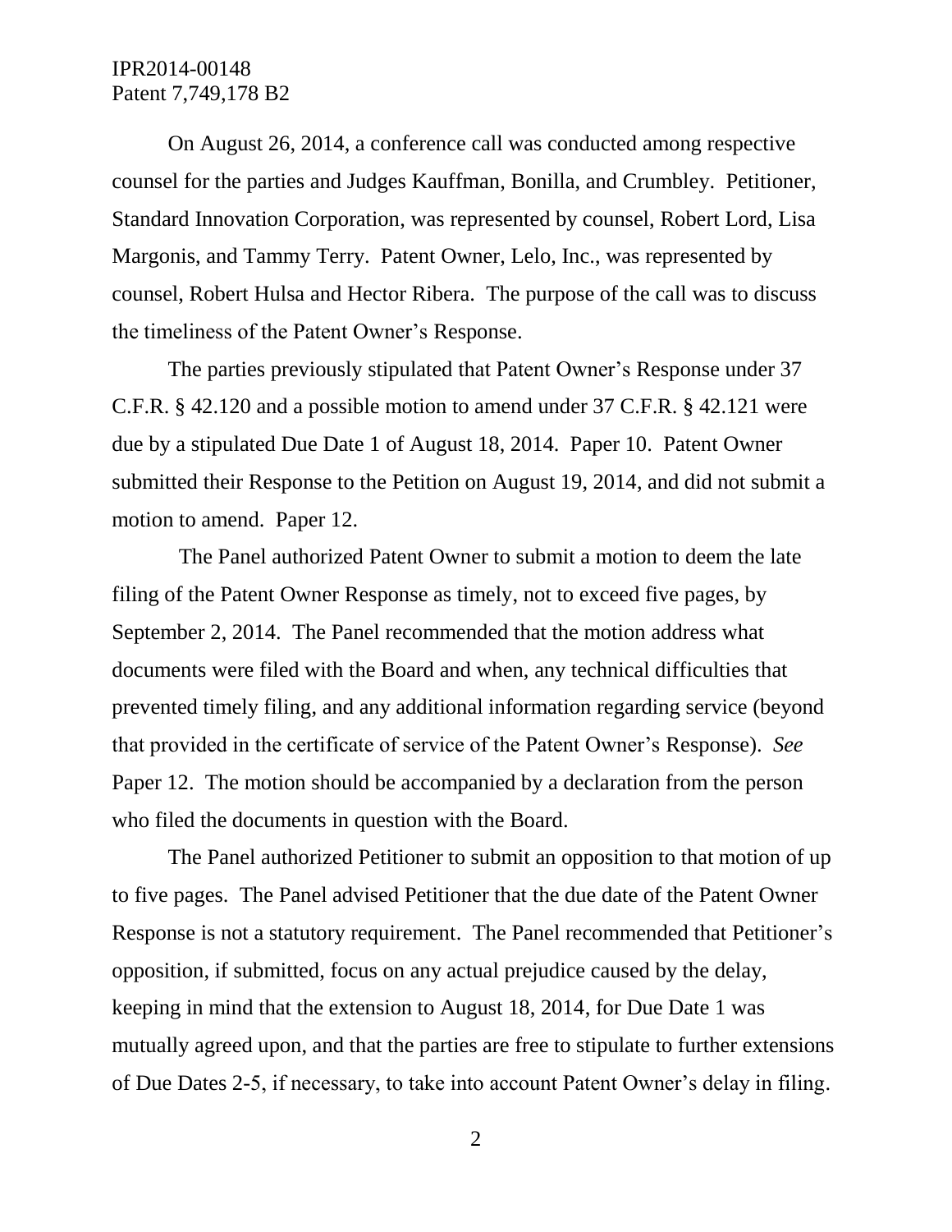On August 26, 2014, a conference call was conducted among respective counsel for the parties and Judges Kauffman, Bonilla, and Crumbley. Petitioner, Standard Innovation Corporation, was represented by counsel, Robert Lord, Lisa Margonis, and Tammy Terry. Patent Owner, Lelo, Inc., was represented by counsel, Robert Hulsa and Hector Ribera. The purpose of the call was to discuss the timeliness of the Patent Owner's Response.

The parties previously stipulated that Patent Owner's Response under 37 C.F.R. § 42.120 and a possible motion to amend under 37 C.F.R. § 42.121 were due by a stipulated Due Date 1 of August 18, 2014. Paper 10. Patent Owner submitted their Response to the Petition on August 19, 2014, and did not submit a motion to amend. Paper 12.

The Panel authorized Patent Owner to submit a motion to deem the late filing of the Patent Owner Response as timely, not to exceed five pages, by September 2, 2014. The Panel recommended that the motion address what documents were filed with the Board and when, any technical difficulties that prevented timely filing, and any additional information regarding service (beyond that provided in the certificate of service of the Patent Owner's Response). *See* Paper 12. The motion should be accompanied by a declaration from the person who filed the documents in question with the Board.

The Panel authorized Petitioner to submit an opposition to that motion of up to five pages. The Panel advised Petitioner that the due date of the Patent Owner Response is not a statutory requirement. The Panel recommended that Petitioner's opposition, if submitted, focus on any actual prejudice caused by the delay, keeping in mind that the extension to August 18, 2014, for Due Date 1 was mutually agreed upon, and that the parties are free to stipulate to further extensions of Due Dates 2-5, if necessary, to take into account Patent Owner's delay in filing.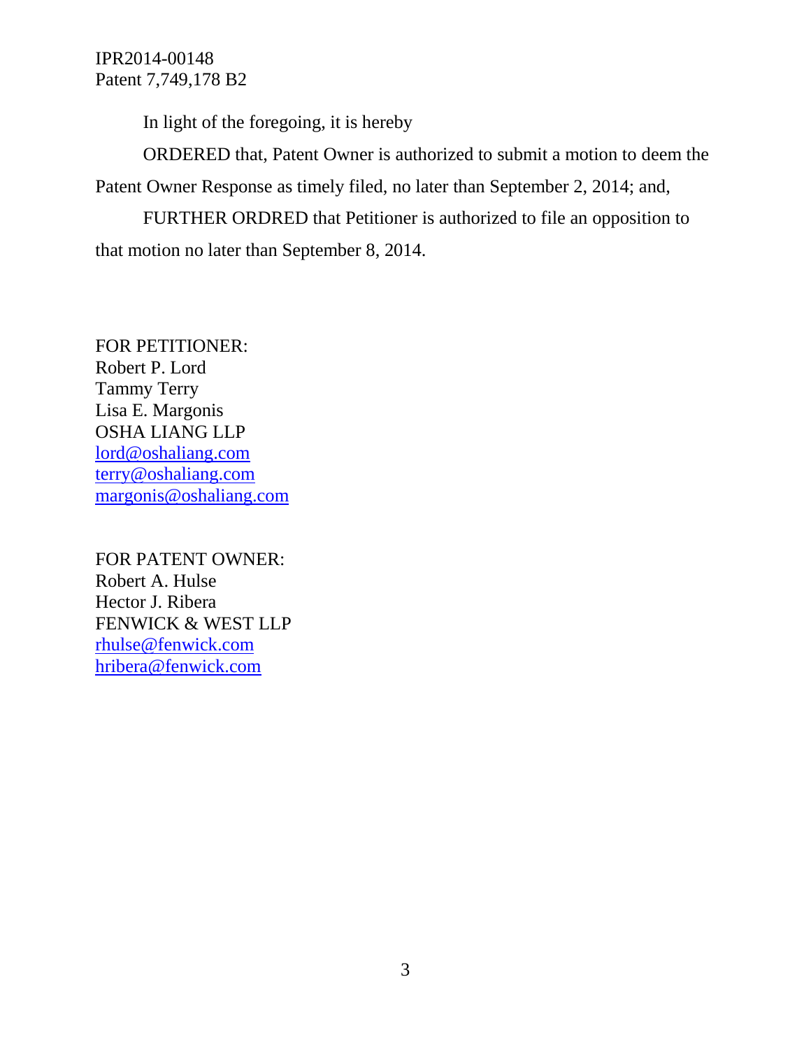In light of the foregoing, it is hereby

ORDERED that, Patent Owner is authorized to submit a motion to deem the Patent Owner Response as timely filed, no later than September 2, 2014; and,

FURTHER ORDRED that Petitioner is authorized to file an opposition to that motion no later than September 8, 2014.

FOR PETITIONER:
Robert P. Lord
Tammy Terry
Lisa E. Margonis
OSHA LIANG LLP
lord@oshaliang.com
terry@oshaliang.com
margonis@oshaliang.com

FOR PATENT OWNER:
Robert A. Hulse
Hector J. Ribera
FENWICK & WEST LLP
rhulse@fenwick.com
hribera@fenwick.com